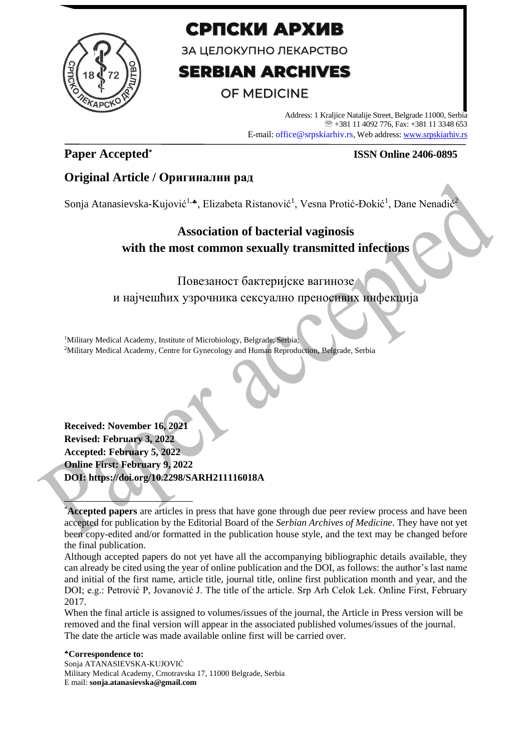# СРПСКИ АРХИВ

ЗА ЦЕЛОКУПНО ЛЕКАРСТВО

# SERBIAN ARCHIVES

OF MEDICINE

Address: 1 Kraljice Natalije Street, Belgrade 11000, Serbia
☏ +381 11 4092 776, Fax: +381 11 3348 653
E-mail: office@srpskiarhiv.rs, Web address: www.srpskiarhiv.rs

**Paper Accepted*** **ISSN Online 2406-0895**

## Original Article / Оригинални рад

Sonja Atanasievska-Kujović[1,♣], Elizabeta Ristanović[1], Vesna Protić-Đokić[1], Dane Nenadić[2]

# Association of bacterial vaginosis with the most common sexually transmitted infections

# Повезаност бактеријске вагинозе и најчешћих узрочника сексуално преносивих инфекција

[1]Military Medical Academy, Institute of Microbiology, Belgrade, Serbia;
[2]Military Medical Academy, Centre for Gynecology and Human Reproduction, Belgrade, Serbia

**Received: November 16, 2021**
**Revised: February 3, 2022**
**Accepted: February 5, 2022**
**Online First: February 9, 2022**
**DOI: https://doi.org/10.2298/SARH211116018A**

*__Accepted papers__ are articles in press that have gone through due peer review process and have been accepted for publication by the Editorial Board of the *Serbian Archives of Medicine*. They have not yet been copy-edited and/or formatted in the publication house style, and the text may be changed before the final publication.

Although accepted papers do not yet have all the accompanying bibliographic details available, they can already be cited using the year of online publication and the DOI, as follows: the author's last name and initial of the first name, article title, journal title, online first publication month and year, and the DOI; e.g.: Petrović P, Jovanović J. The title of the article. Srp Arh Celok Lek. Online First, February 2017.

When the final article is assigned to volumes/issues of the journal, the Article in Press version will be removed and the final version will appear in the associated published volumes/issues of the journal. The date the article was made available online first will be carried over.

**♣Correspondence to:**
Sonja ATANASIEVSKA-KUJOVIĆ
Military Medical Academy, Crnotravska 17, 11000 Belgrade, Serbia
E mail: **sonja.atanasievska@gmail.com**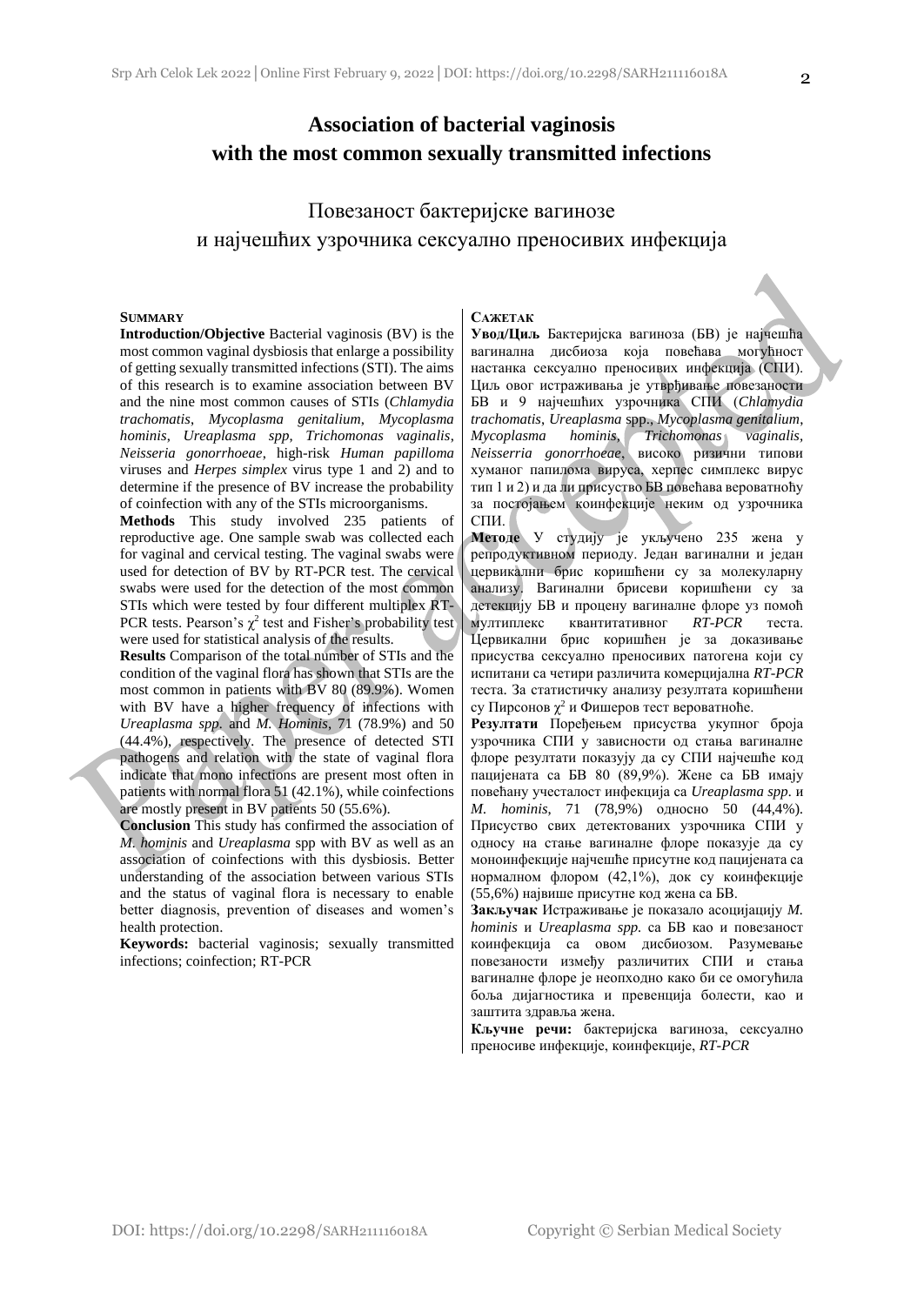# Association of bacterial vaginosis with the most common sexually transmitted infections

# Повезаност бактеријске вагинозе и најчешћих узрочника сексуално преносивих инфекција

**SUMMARY**

**Introduction/Objective** Bacterial vaginosis (BV) is the most common vaginal dysbiosis that enlarge a possibility of getting sexually transmitted infections (STI). The aims of this research is to examine association between BV and the nine most common causes of STIs (*Chlamydia trachomatis*, *Mycoplasma genitalium*, *Mycoplasma hominis*, *Ureaplasma spp*, *Trichomonas vaginalis*, *Neisseria gonorrhoeae*, high-risk *Human papilloma* viruses and *Herpes simplex* virus type 1 and 2) and to determine if the presence of BV increase the probability of coinfection with any of the STIs microorganisms.

**Methods** This study involved 235 patients of reproductive age. One sample swab was collected each for vaginal and cervical testing. The vaginal swabs were used for detection of BV by RT-PCR test. The cervical swabs were used for the detection of the most common STIs which were tested by four different multiplex RT-PCR tests. Pearson's $\chi^2$ test and Fisher's probability test were used for statistical analysis of the results.

**Results** Comparison of the total number of STIs and the condition of the vaginal flora has shown that STIs are the most common in patients with BV 80 (89.9%). Women with BV have a higher frequency of infections with *Ureaplasma spp.* and *M. Hominis*, 71 (78.9%) and 50 (44.4%), respectively. The presence of detected STI pathogens and relation with the state of vaginal flora indicate that mono infections are present most often in patients with normal flora 51 (42.1%), while coinfections are mostly present in BV patients 50 (55.6%).

**Conclusion** This study has confirmed the association of *M. hominis* and *Ureaplasma* spp with BV as well as an association of coinfections with this dysbiosis. Better understanding of the association between various STIs and the status of vaginal flora is necessary to enable better diagnosis, prevention of diseases and women's health protection.

**Keywords:** bacterial vaginosis; sexually transmitted infections; coinfection; RT-PCR

**САЖЕТАК**

**Увод/Циљ** Бактеријска вагиноза (БВ) је најчешћа вагинална дисбиоза која повећава могућност настанка сексуално преносивих инфекција (СПИ). Циљ овог истраживања је утврђивање повезаности БВ и 9 најчешћих узрочника СПИ (*Chlamydia trachomatis*, *Ureaplasma* spp., *Mycoplasma genitalium*, *Mycoplasma hominis*, *Trichomonas vaginalis*, *Neisserria gonorrhoeae*, високо ризични типови хуманог папилома вируса, херпес симплекс вирус тип 1 и 2) и да ли присуство БВ повећава вероватноћу за постојањем коинфекције неким од узрочника СПИ.

**Методе** У студију је укључено 235 жена у репродуктивном периоду. Један вагинални и један цервикални брис коришћени су за молекуларну анализу. Вагинални брисеви коришћени су за детекцију БВ и процену вагиналне флоре уз помоћ мултиплекс квантитативног *RT-PCR* теста. Цервикални брис коришћен је за доказивање присуства сексуално преносивих патогена који су испитани са четири различита комерцијална *RT-PCR* теста. За статистичку анализу резултата коришћени су Пирсонов $\chi^2$ и Фишеров тест вероватноће.

**Резултати** Поређењем присуства укупног броја узрочника СПИ у зависности од стања вагиналне флоре резултати показују да су СПИ најчешће код пацијената са БВ 80 (89,9%). Жене са БВ имају повећану учесталост инфекција са *Ureaplasma spp.* и *M. hominis*, 71 (78,9%) односно 50 (44,4%). Присуство свих детектованих узрочника СПИ у односу на стање вагиналне флоре показује да су моноинфекције најчешће присутне код пацијената са нормалном флором (42,1%), док су коинфекције (55,6%) највише присутне код жена са БВ.

**Закључак** Истраживање је показало асоцијацију *M. hominis* и *Ureaplasma spp.* са БВ као и повезаност коинфекција са овом дисбиозом. Разумевање повезаности између различитих СПИ и стања вагиналне флоре је неопходно како би се омогућила боља дијагностика и превенција болести, као и заштита здравља жена.

**Кључне речи:** бактеријска вагиноза, сексуално преносиве инфекције, коинфекције, *RT-PCR*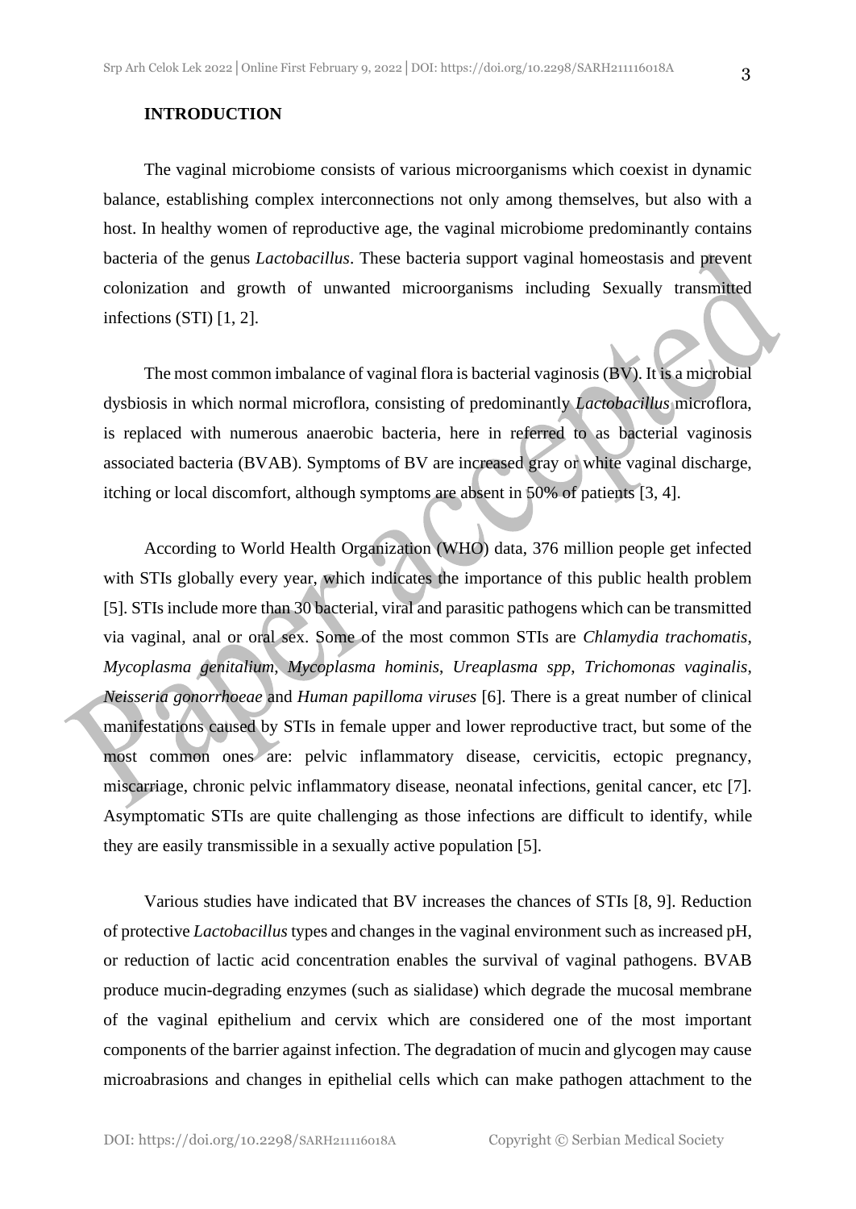## INTRODUCTION

The vaginal microbiome consists of various microorganisms which coexist in dynamic balance, establishing complex interconnections not only among themselves, but also with a host. In healthy women of reproductive age, the vaginal microbiome predominantly contains bacteria of the genus *Lactobacillus*. These bacteria support vaginal homeostasis and prevent colonization and growth of unwanted microorganisms including Sexually transmitted infections (STI) [1, 2].

The most common imbalance of vaginal flora is bacterial vaginosis (BV). It is a microbial dysbiosis in which normal microflora, consisting of predominantly *Lactobacillus* microflora, is replaced with numerous anaerobic bacteria, here in referred to as bacterial vaginosis associated bacteria (BVAB). Symptoms of BV are increased gray or white vaginal discharge, itching or local discomfort, although symptoms are absent in 50% of patients [3, 4].

According to World Health Organization (WHO) data, 376 million people get infected with STIs globally every year, which indicates the importance of this public health problem [5]. STIs include more than 30 bacterial, viral and parasitic pathogens which can be transmitted via vaginal, anal or oral sex. Some of the most common STIs are *Chlamydia trachomatis*, *Mycoplasma genitalium*, *Mycoplasma hominis*, *Ureaplasma spp*, *Trichomonas vaginalis*, *Neisseria gonorrhoeae* and *Human papilloma viruses* [6]. There is a great number of clinical manifestations caused by STIs in female upper and lower reproductive tract, but some of the most common ones are: pelvic inflammatory disease, cervicitis, ectopic pregnancy, miscarriage, chronic pelvic inflammatory disease, neonatal infections, genital cancer, etc [7]. Asymptomatic STIs are quite challenging as those infections are difficult to identify, while they are easily transmissible in a sexually active population [5].

Various studies have indicated that BV increases the chances of STIs [8, 9]. Reduction of protective *Lactobacillus* types and changes in the vaginal environment such as increased pH, or reduction of lactic acid concentration enables the survival of vaginal pathogens. BVAB produce mucin-degrading enzymes (such as sialidase) which degrade the mucosal membrane of the vaginal epithelium and cervix which are considered one of the most important components of the barrier against infection. The degradation of mucin and glycogen may cause microabrasions and changes in epithelial cells which can make pathogen attachment to the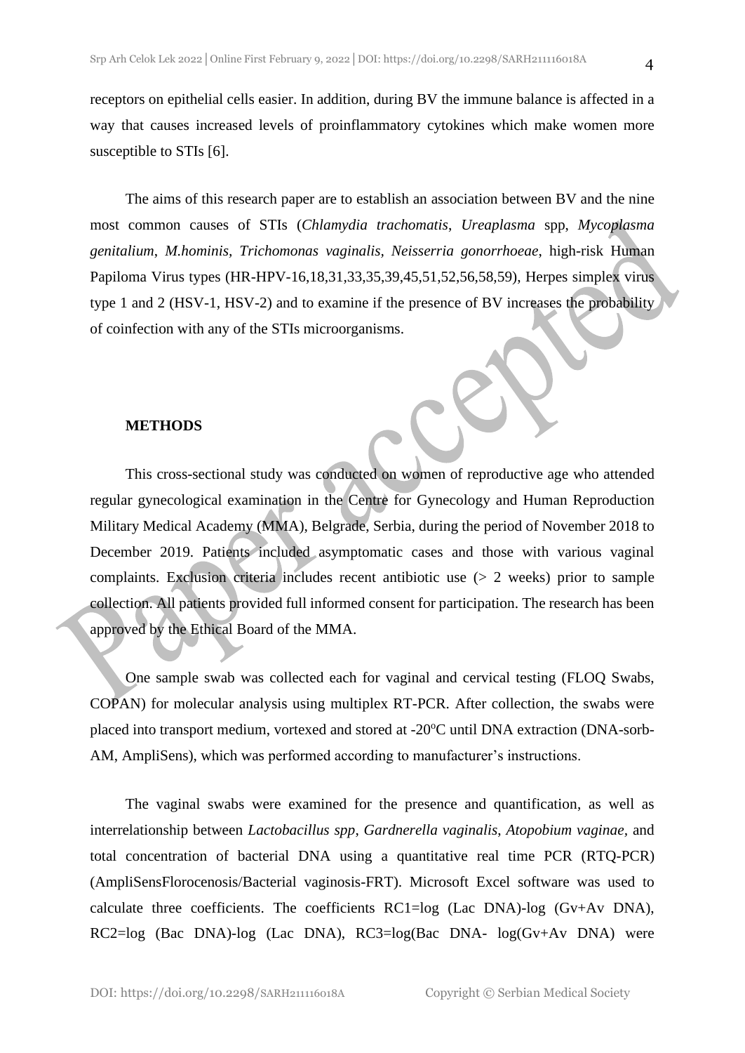receptors on epithelial cells easier. In addition, during BV the immune balance is affected in a way that causes increased levels of proinflammatory cytokines which make women more susceptible to STIs [6].

The aims of this research paper are to establish an association between BV and the nine most common causes of STIs (*Chlamydia trachomatis*, *Ureaplasma* spp, *Mycoplasma genitalium*, *M.hominis*, *Trichomonas vaginalis*, *Neisserria gonorrhoeae*, high-risk Human Papiloma Virus types (HR-HPV-16,18,31,33,35,39,45,51,52,56,58,59), Herpes simplex virus type 1 and 2 (HSV-1, HSV-2) and to examine if the presence of BV increases the probability of coinfection with any of the STIs microorganisms.

## METHODS

This cross-sectional study was conducted on women of reproductive age who attended regular gynecological examination in the Centre for Gynecology and Human Reproduction Military Medical Academy (MMA), Belgrade, Serbia, during the period of November 2018 to December 2019. Patients included asymptomatic cases and those with various vaginal complaints. Exclusion criteria includes recent antibiotic use (> 2 weeks) prior to sample collection. All patients provided full informed consent for participation. The research has been approved by the Ethical Board of the MMA.

One sample swab was collected each for vaginal and cervical testing (FLOQ Swabs, COPAN) for molecular analysis using multiplex RT-PCR. After collection, the swabs were placed into transport medium, vortexed and stored at -20$^{o}$C until DNA extraction (DNA-sorb-AM, AmpliSens), which was performed according to manufacturer's instructions.

The vaginal swabs were examined for the presence and quantification, as well as interrelationship between *Lactobacillus spp*, *Gardnerella vaginalis*, *Atopobium vaginae*, and total concentration of bacterial DNA using a quantitative real time PCR (RTQ-PCR) (AmpliSensFlorocenosis/Bacterial vaginosis-FRT). Microsoft Excel software was used to calculate three coefficients. The coefficients RC1=log (Lac DNA)-log (Gv+Av DNA), RC2=log (Bac DNA)-log (Lac DNA), RC3=log(Bac DNA- log(Gv+Av DNA) were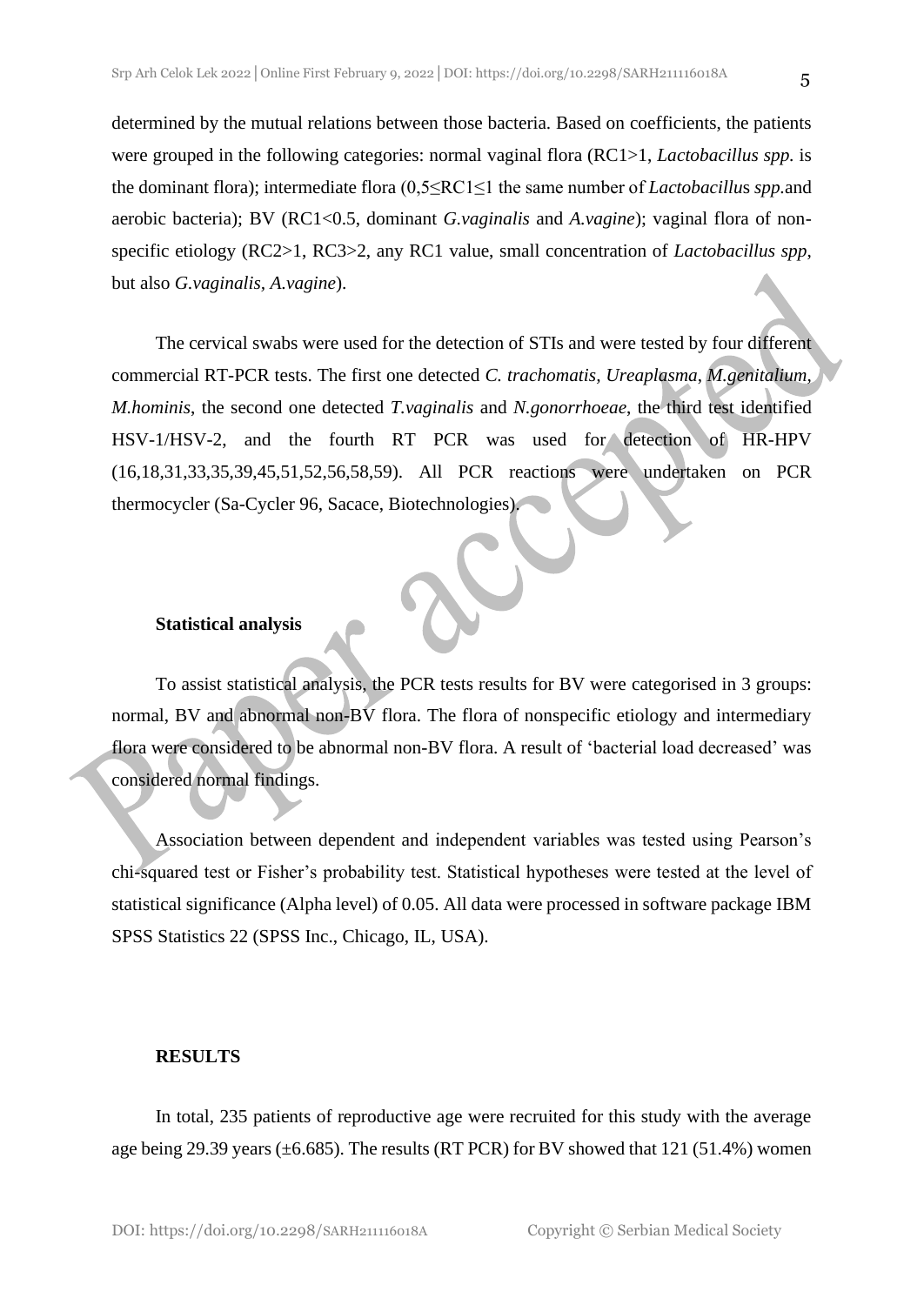determined by the mutual relations between those bacteria. Based on coefficients, the patients were grouped in the following categories: normal vaginal flora (RC1>1, *Lactobacillus spp.* is the dominant flora); intermediate flora (0,5≤RC1≤1 the same number of *Lactobacillus spp.*and aerobic bacteria); BV (RC1<0.5, dominant *G.vaginalis* and *A.vagine*); vaginal flora of non-specific etiology (RC2>1, RC3>2, any RC1 value, small concentration of *Lactobacillus spp*, but also *G.vaginalis, A.vagine*).

The cervical swabs were used for the detection of STIs and were tested by four different commercial RT-PCR tests. The first one detected *C. trachomatis, Ureaplasma, M.genitalium, M.hominis*, the second one detected *T.vaginalis* and *N.gonorrhoeae*, the third test identified HSV-1/HSV-2, and the fourth RT PCR was used for detection of HR-HPV (16,18,31,33,35,39,45,51,52,56,58,59). All PCR reactions were undertaken on PCR thermocycler (Sa-Cycler 96, Sacace, Biotechnologies).

### Statistical analysis

To assist statistical analysis, the PCR tests results for BV were categorised in 3 groups: normal, BV and abnormal non-BV flora. The flora of nonspecific etiology and intermediary flora were considered to be abnormal non-BV flora. A result of 'bacterial load decreased' was considered normal findings.

Association between dependent and independent variables was tested using Pearson's chi-squared test or Fisher's probability test. Statistical hypotheses were tested at the level of statistical significance (Alpha level) of 0.05. All data were processed in software package IBM SPSS Statistics 22 (SPSS Inc., Chicago, IL, USA).

## RESULTS

In total, 235 patients of reproductive age were recruited for this study with the average age being 29.39 years (±6.685). The results (RT PCR) for BV showed that 121 (51.4%) women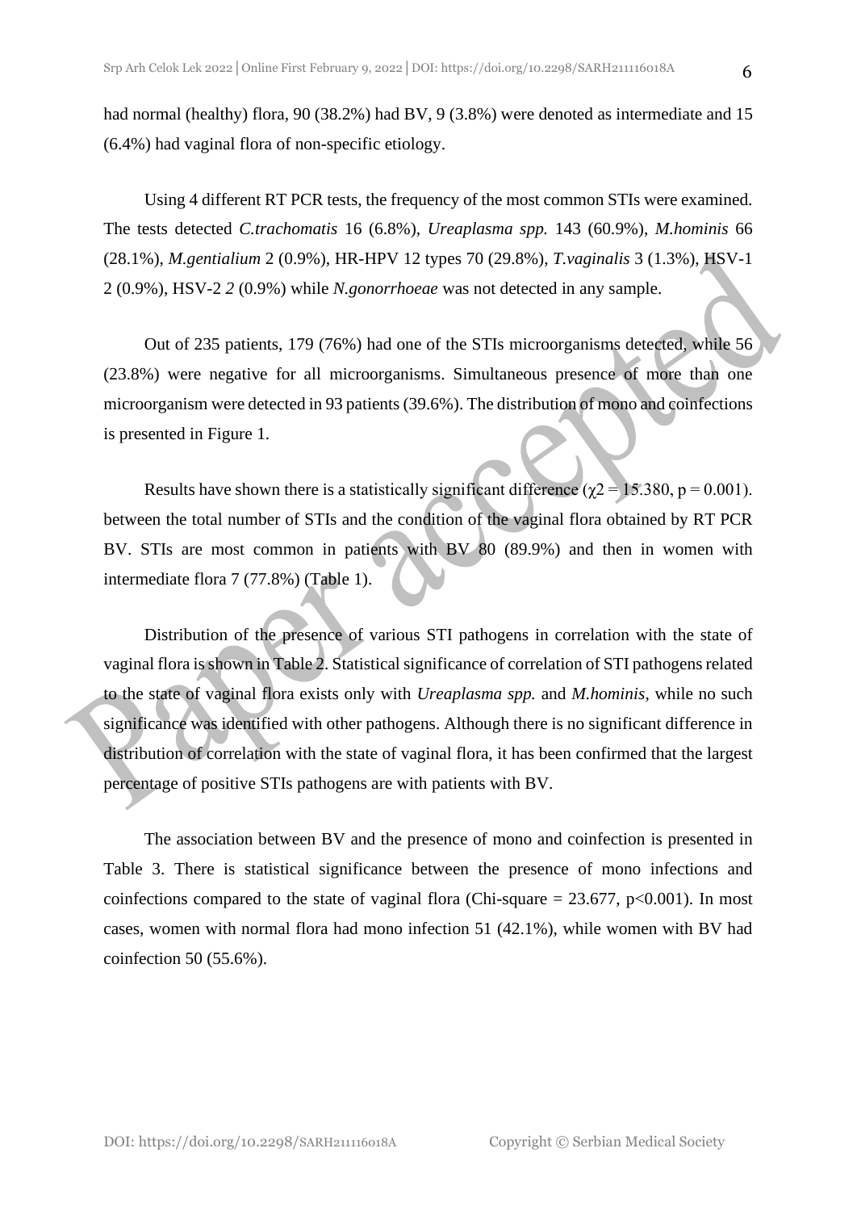had normal (healthy) flora, 90 (38.2%) had BV, 9 (3.8%) were denoted as intermediate and 15 (6.4%) had vaginal flora of non-specific etiology.

Using 4 different RT PCR tests, the frequency of the most common STIs were examined. The tests detected *C.trachomatis* 16 (6.8%), *Ureaplasma spp.* 143 (60.9%), *M.hominis* 66 (28.1%), *M.gentialium* 2 (0.9%), HR-HPV 12 types 70 (29.8%), *T.vaginalis* 3 (1.3%), HSV-1 2 (0.9%), HSV-2 *2* (0.9%) while *N.gonorrhoeae* was not detected in any sample.

Out of 235 patients, 179 (76%) had one of the STIs microorganisms detected, while 56 (23.8%) were negative for all microorganisms. Simultaneous presence of more than one microorganism were detected in 93 patients (39.6%). The distribution of mono and coinfections is presented in Figure 1.

Results have shown there is a statistically significant difference ($\chi2 = 15.380$, $p = 0.001$). between the total number of STIs and the condition of the vaginal flora obtained by RT PCR BV. STIs are most common in patients with BV 80 (89.9%) and then in women with intermediate flora 7 (77.8%) (Table 1).

Distribution of the presence of various STI pathogens in correlation with the state of vaginal flora is shown in Table 2. Statistical significance of correlation of STI pathogens related to the state of vaginal flora exists only with *Ureaplasma spp.* and *M.hominis*, while no such significance was identified with other pathogens. Although there is no significant difference in distribution of correlation with the state of vaginal flora, it has been confirmed that the largest percentage of positive STIs pathogens are with patients with BV.

The association between BV and the presence of mono and coinfection is presented in Table 3. There is statistical significance between the presence of mono infections and coinfections compared to the state of vaginal flora (Chi-square = 23.677, $p<0.001$). In most cases, women with normal flora had mono infection 51 (42.1%), while women with BV had coinfection 50 (55.6%).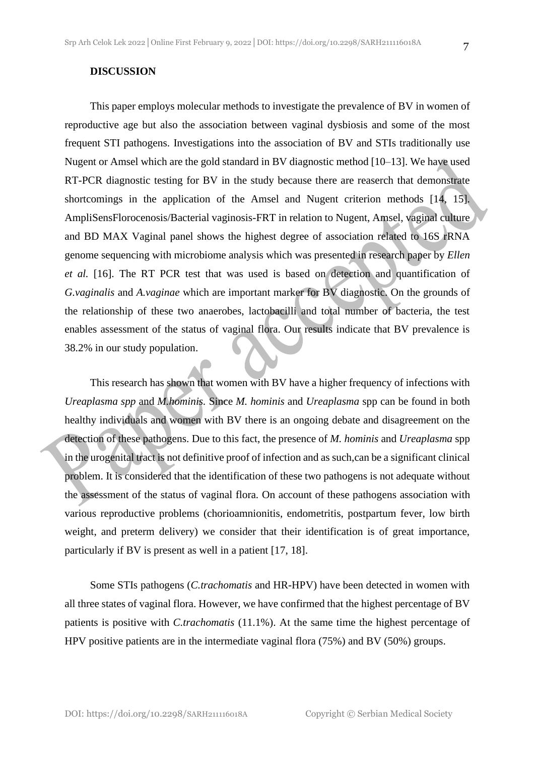## DISCUSSION

This paper employs molecular methods to investigate the prevalence of BV in women of reproductive age but also the association between vaginal dysbiosis and some of the most frequent STI pathogens. Investigations into the association of BV and STIs traditionally use Nugent or Amsel which are the gold standard in BV diagnostic method [10–13]. We have used RT-PCR diagnostic testing for BV in the study because there are reaserch that demonstrate shortcomings in the application of the Amsel and Nugent criterion methods [14, 15]. AmpliSensFlorocenosis/Bacterial vaginosis-FRT in relation to Nugent, Amsel, vaginal culture and BD MAX Vaginal panel shows the highest degree of association related to 16S rRNA genome sequencing with microbiome analysis which was presented in research paper by *Ellen et al.* [16]. The RT PCR test that was used is based on detection and quantification of *G.vaginalis* and *A.vaginae* which are important marker for BV diagnostic. On the grounds of the relationship of these two anaerobes, lactobacilli and total number of bacteria, the test enables assessment of the status of vaginal flora. Our results indicate that BV prevalence is 38.2% in our study population.

This research has shown that women with BV have a higher frequency of infections with *Ureaplasma spp* and *M.hominis.* Since *M. hominis* and *Ureaplasma* spp can be found in both healthy individuals and women with BV there is an ongoing debate and disagreement on the detection of these pathogens. Due to this fact, the presence of *M. hominis* and *Ureaplasma* spp in the urogenital tract is not definitive proof of infection and as such,can be a significant clinical problem. It is considered that the identification of these two pathogens is not adequate without the assessment of the status of vaginal flora. On account of these pathogens association with various reproductive problems (chorioamnionitis, endometritis, postpartum fever, low birth weight, and preterm delivery) we consider that their identification is of great importance, particularly if BV is present as well in a patient [17, 18].

Some STIs pathogens (*C.trachomatis* and HR-HPV) have been detected in women with all three states of vaginal flora. However, we have confirmed that the highest percentage of BV patients is positive with *C.trachomatis* (11.1%). At the same time the highest percentage of HPV positive patients are in the intermediate vaginal flora (75%) and BV (50%) groups.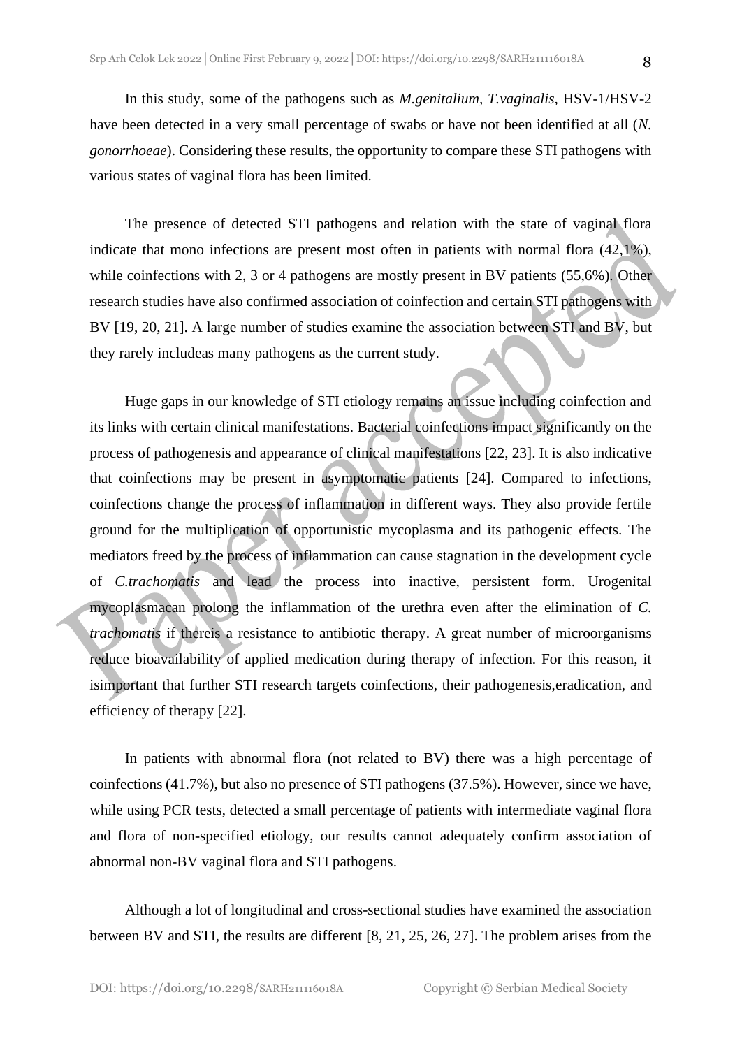In this study, some of the pathogens such as *M.genitalium, T.vaginalis,* HSV-1/HSV-2 have been detected in a very small percentage of swabs or have not been identified at all (*N. gonorrhoeae*). Considering these results, the opportunity to compare these STI pathogens with various states of vaginal flora has been limited.

The presence of detected STI pathogens and relation with the state of vaginal flora indicate that mono infections are present most often in patients with normal flora (42,1%), while coinfections with 2, 3 or 4 pathogens are mostly present in BV patients (55,6%). Other research studies have also confirmed association of coinfection and certain STI pathogens with BV [19, 20, 21]. A large number of studies examine the association between STI and BV, but they rarely includeas many pathogens as the current study.

Huge gaps in our knowledge of STI etiology remains an issue including coinfection and its links with certain clinical manifestations. Bacterial coinfections impact significantly on the process of pathogenesis and appearance of clinical manifestations [22, 23]. It is also indicative that coinfections may be present in asymptomatic patients [24]. Compared to infections, coinfections change the process of inflammation in different ways. They also provide fertile ground for the multiplication of opportunistic mycoplasma and its pathogenic effects. The mediators freed by the process of inflammation can cause stagnation in the development cycle of *C.trachomatis* and lead the process into inactive, persistent form. Urogenital mycoplasmacan prolong the inflammation of the urethra even after the elimination of *C. trachomatis* if thereis a resistance to antibiotic therapy. A great number of microorganisms reduce bioavailability of applied medication during therapy of infection. For this reason, it isimportant that further STI research targets coinfections, their pathogenesis,eradication, and efficiency of therapy [22].

In patients with abnormal flora (not related to BV) there was a high percentage of coinfections (41.7%), but also no presence of STI pathogens (37.5%). However, since we have, while using PCR tests, detected a small percentage of patients with intermediate vaginal flora and flora of non-specified etiology, our results cannot adequately confirm association of abnormal non-BV vaginal flora and STI pathogens.

Although a lot of longitudinal and cross-sectional studies have examined the association between BV and STI, the results are different [8, 21, 25, 26, 27]. The problem arises from the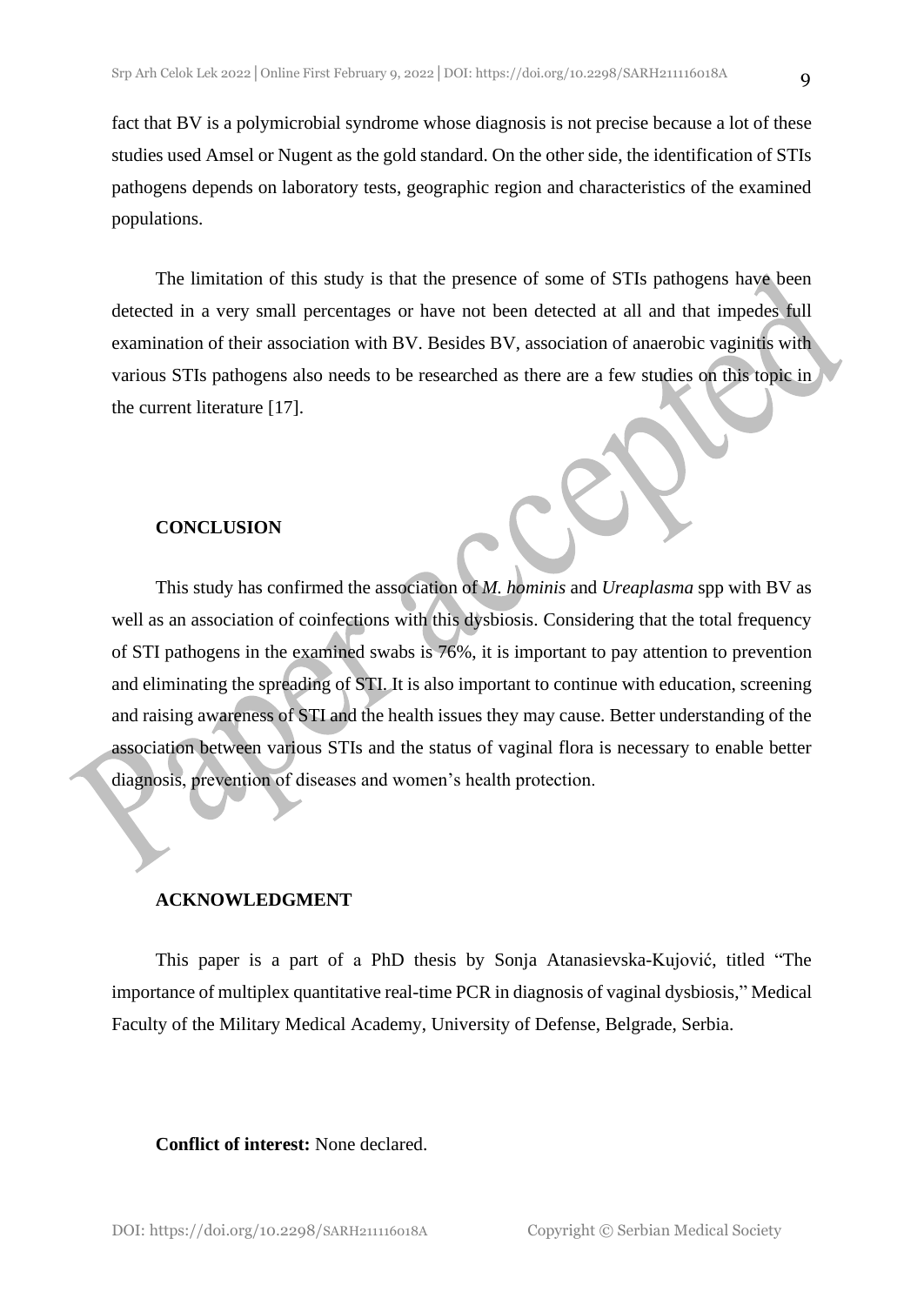fact that BV is a polymicrobial syndrome whose diagnosis is not precise because a lot of these studies used Amsel or Nugent as the gold standard. On the other side, the identification of STIs pathogens depends on laboratory tests, geographic region and characteristics of the examined populations.

The limitation of this study is that the presence of some of STIs pathogens have been detected in a very small percentages or have not been detected at all and that impedes full examination of their association with BV. Besides BV, association of anaerobic vaginitis with various STIs pathogens also needs to be researched as there are a few studies on this topic in the current literature [17].

## CONCLUSION

This study has confirmed the association of *M. hominis* and *Ureaplasma* spp with BV as well as an association of coinfections with this dysbiosis. Considering that the total frequency of STI pathogens in the examined swabs is 76%, it is important to pay attention to prevention and eliminating the spreading of STI. It is also important to continue with education, screening and raising awareness of STI and the health issues they may cause. Better understanding of the association between various STIs and the status of vaginal flora is necessary to enable better diagnosis, prevention of diseases and women's health protection.

## ACKNOWLEDGMENT

This paper is a part of a PhD thesis by Sonja Atanasievska-Kujović, titled "The importance of multiplex quantitative real-time PCR in diagnosis of vaginal dysbiosis," Medical Faculty of the Military Medical Academy, University of Defense, Belgrade, Serbia.

**Conflict of interest:** None declared.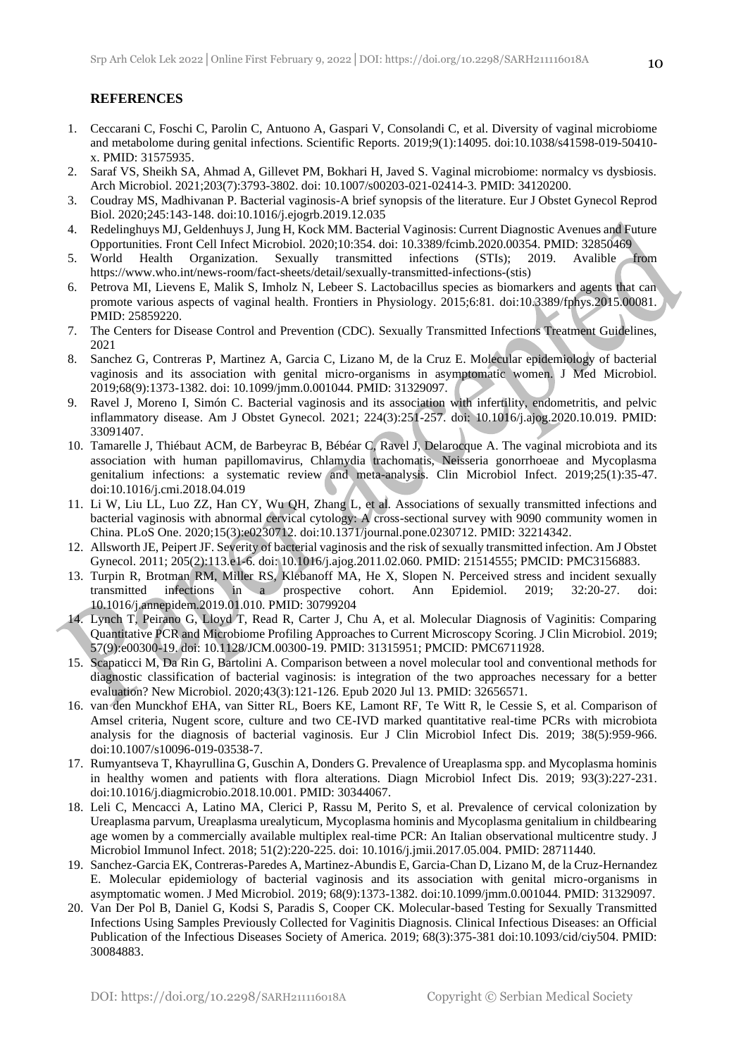## REFERENCES

1. Ceccarani C, Foschi C, Parolin C, Antuono A, Gaspari V, Consolandi C, et al. Diversity of vaginal microbiome and metabolome during genital infections. Scientific Reports. 2019;9(1):14095. doi:10.1038/s41598-019-50410-x. PMID: 31575935.
2. Saraf VS, Sheikh SA, Ahmad A, Gillevet PM, Bokhari H, Javed S. Vaginal microbiome: normalcy vs dysbiosis. Arch Microbiol. 2021;203(7):3793-3802. doi: 10.1007/s00203-021-02414-3. PMID: 34120200.
3. Coudray MS, Madhivanan P. Bacterial vaginosis-A brief synopsis of the literature. Eur J Obstet Gynecol Reprod Biol. 2020;245:143-148. doi:10.1016/j.ejogrb.2019.12.035
4. Redelinghuys MJ, Geldenhuys J, Jung H, Kock MM. Bacterial Vaginosis: Current Diagnostic Avenues and Future Opportunities. Front Cell Infect Microbiol. 2020;10:354. doi: 10.3389/fcimb.2020.00354. PMID: 32850469
5. World Health Organization. Sexually transmitted infections (STIs); 2019. Avalible from https://www.who.int/news-room/fact-sheets/detail/sexually-transmitted-infections-(stis)
6. Petrova MI, Lievens E, Malik S, Imholz N, Lebeer S. Lactobacillus species as biomarkers and agents that can promote various aspects of vaginal health. Frontiers in Physiology. 2015;6:81. doi:10.3389/fphys.2015.00081. PMID: 25859220.
7. The Centers for Disease Control and Prevention (CDC). Sexually Transmitted Infections Treatment Guidelines, 2021
8. Sanchez G, Contreras P, Martinez A, Garcia C, Lizano M, de la Cruz E. Molecular epidemiology of bacterial vaginosis and its association with genital micro-organisms in asymptomatic women. J Med Microbiol. 2019;68(9):1373-1382. doi: 10.1099/jmm.0.001044. PMID: 31329097.
9. Ravel J, Moreno I, Simón C. Bacterial vaginosis and its association with infertility, endometritis, and pelvic inflammatory disease. Am J Obstet Gynecol. 2021; 224(3):251-257. doi: 10.1016/j.ajog.2020.10.019. PMID: 33091407.
10. Tamarelle J, Thiébaut ACM, de Barbeyrac B, Bébéar C, Ravel J, Delarocque A. The vaginal microbiota and its association with human papillomavirus, Chlamydia trachomatis, Neisseria gonorrhoeae and Mycoplasma genitalium infections: a systematic review and meta-analysis. Clin Microbiol Infect. 2019;25(1):35-47. doi:10.1016/j.cmi.2018.04.019
11. Li W, Liu LL, Luo ZZ, Han CY, Wu QH, Zhang L, et al. Associations of sexually transmitted infections and bacterial vaginosis with abnormal cervical cytology: A cross-sectional survey with 9090 community women in China. PLoS One. 2020;15(3):e0230712. doi:10.1371/journal.pone.0230712. PMID: 32214342.
12. Allsworth JE, Peipert JF. Severity of bacterial vaginosis and the risk of sexually transmitted infection. Am J Obstet Gynecol. 2011; 205(2):113.e1-6. doi: 10.1016/j.ajog.2011.02.060. PMID: 21514555; PMCID: PMC3156883.
13. Turpin R, Brotman RM, Miller RS, Klebanoff MA, He X, Slopen N. Perceived stress and incident sexually transmitted infections in a prospective cohort. Ann Epidemiol. 2019; 32:20-27. doi: 10.1016/j.annepidem.2019.01.010. PMID: 30799204
14. Lynch T, Peirano G, Lloyd T, Read R, Carter J, Chu A, et al. Molecular Diagnosis of Vaginitis: Comparing Quantitative PCR and Microbiome Profiling Approaches to Current Microscopy Scoring. J Clin Microbiol. 2019; 57(9):e00300-19. doi: 10.1128/JCM.00300-19. PMID: 31315951; PMCID: PMC6711928.
15. Scapaticci M, Da Rin G, Bartolini A. Comparison between a novel molecular tool and conventional methods for diagnostic classification of bacterial vaginosis: is integration of the two approaches necessary for a better evaluation? New Microbiol. 2020;43(3):121-126. Epub 2020 Jul 13. PMID: 32656571.
16. van den Munckhof EHA, van Sitter RL, Boers KE, Lamont RF, Te Witt R, le Cessie S, et al. Comparison of Amsel criteria, Nugent score, culture and two CE-IVD marked quantitative real-time PCRs with microbiota analysis for the diagnosis of bacterial vaginosis. Eur J Clin Microbiol Infect Dis. 2019; 38(5):959-966. doi:10.1007/s10096-019-03538-7.
17. Rumyantseva T, Khayrullina G, Guschin A, Donders G. Prevalence of Ureaplasma spp. and Mycoplasma hominis in healthy women and patients with flora alterations. Diagn Microbiol Infect Dis. 2019; 93(3):227-231. doi:10.1016/j.diagmicrobio.2018.10.001. PMID: 30344067.
18. Leli C, Mencacci A, Latino MA, Clerici P, Rassu M, Perito S, et al. Prevalence of cervical colonization by Ureaplasma parvum, Ureaplasma urealyticum, Mycoplasma hominis and Mycoplasma genitalium in childbearing age women by a commercially available multiplex real-time PCR: An Italian observational multicentre study. J Microbiol Immunol Infect. 2018; 51(2):220-225. doi: 10.1016/j.jmii.2017.05.004. PMID: 28711440.
19. Sanchez-Garcia EK, Contreras-Paredes A, Martinez-Abundis E, Garcia-Chan D, Lizano M, de la Cruz-Hernandez E. Molecular epidemiology of bacterial vaginosis and its association with genital micro-organisms in asymptomatic women. J Med Microbiol. 2019; 68(9):1373-1382. doi:10.1099/jmm.0.001044. PMID: 31329097.
20. Van Der Pol B, Daniel G, Kodsi S, Paradis S, Cooper CK. Molecular-based Testing for Sexually Transmitted Infections Using Samples Previously Collected for Vaginitis Diagnosis. Clinical Infectious Diseases: an Official Publication of the Infectious Diseases Society of America. 2019; 68(3):375-381 doi:10.1093/cid/ciy504. PMID: 30084883.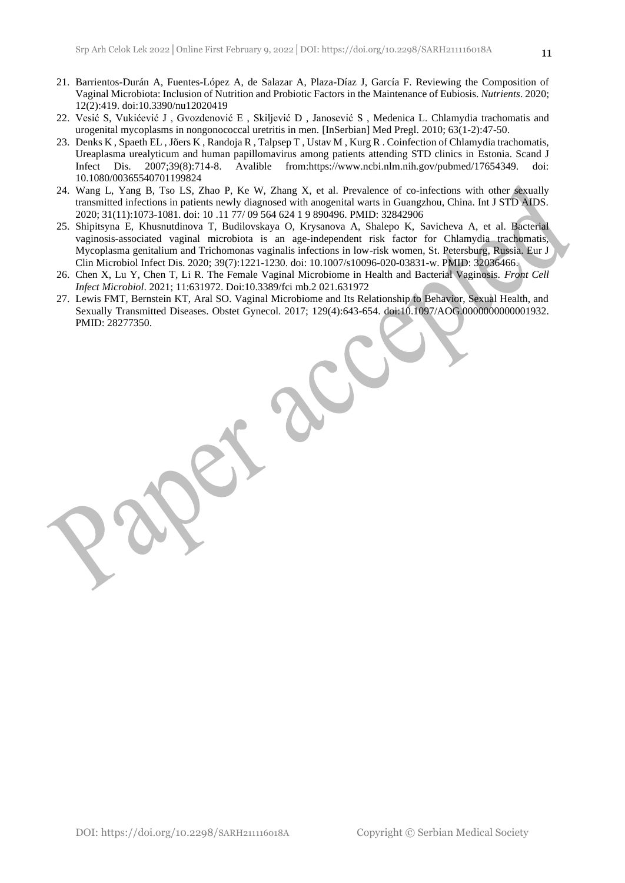21. Barrientos-Durán A, Fuentes-López A, de Salazar A, Plaza-Díaz J, García F. Reviewing the Composition of Vaginal Microbiota: Inclusion of Nutrition and Probiotic Factors in the Maintenance of Eubiosis. *Nutrients*. 2020; 12(2):419. doi:10.3390/nu12020419
22. Vesić S, Vukićević J , Gvozdenović E , Skiljević D , Janosević S , Medenica L. Chlamydia trachomatis and urogenital mycoplasms in nongonococcal uretritis in men. [InSerbian] Med Pregl. 2010; 63(1-2):47-50.
23. Denks K , Spaeth EL , Jõers K , Randoja R , Talpsep T , Ustav M , Kurg R . Coinfection of Chlamydia trachomatis, Ureaplasma urealyticum and human papillomavirus among patients attending STD clinics in Estonia. Scand J Infect Dis. 2007;39(8):714-8. Avalible from:https://www.ncbi.nlm.nih.gov/pubmed/17654349. doi: 10.1080/00365540701199824
24. Wang L, Yang B, Tso LS, Zhao P, Ke W, Zhang X, et al. Prevalence of co-infections with other sexually transmitted infections in patients newly diagnosed with anogenital warts in Guangzhou, China. Int J STD AIDS. 2020; 31(11):1073-1081. doi: 10 .11 77/ 09 564 624 1 9 890496. PMID: 32842906
25. Shipitsyna E, Khusnutdinova T, Budilovskaya O, Krysanova A, Shalepo K, Savicheva A, et al. Bacterial vaginosis-associated vaginal microbiota is an age-independent risk factor for Chlamydia trachomatis, Mycoplasma genitalium and Trichomonas vaginalis infections in low-risk women, St. Petersburg, Russia. Eur J Clin Microbiol Infect Dis. 2020; 39(7):1221-1230. doi: 10.1007/s10096-020-03831-w. PMID: 32036466.
26. Chen X, Lu Y, Chen T, Li R. The Female Vaginal Microbiome in Health and Bacterial Vaginosis. *Front Cell Infect Microbiol*. 2021; 11:631972. Doi:10.3389/fci mb.2 021.631972
27. Lewis FMT, Bernstein KT, Aral SO. Vaginal Microbiome and Its Relationship to Behavior, Sexual Health, and Sexually Transmitted Diseases. Obstet Gynecol. 2017; 129(4):643-654. doi:10.1097/AOG.0000000000001932. PMID: 28277350.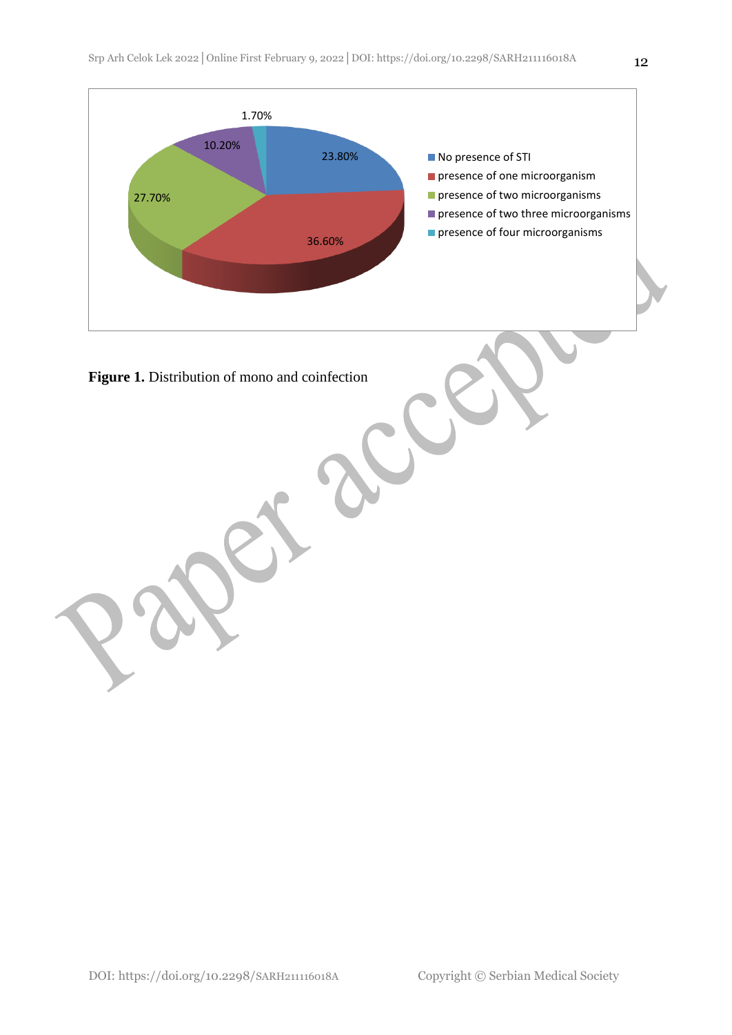**Figure 1.** Distribution of mono and coinfection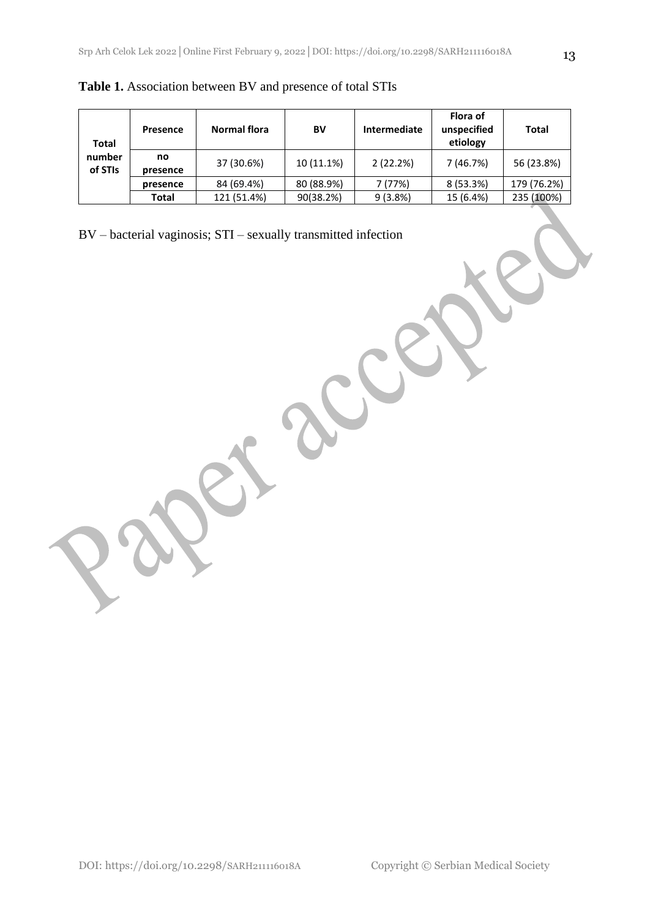**Table 1.** Association between BV and presence of total STIs

| | Presence | Normal flora | BV | Intermediate | Flora of unspecified etiology | Total |
|---|---|---|---|---|---|---|
| Total number of STIs | no presence | 37 (30.6%) | 10 (11.1%) | 2 (22.2%) | 7 (46.7%) | 56 (23.8%) |
| | presence | 84 (69.4%) | 80 (88.9%) | 7 (77%) | 8 (53.3%) | 179 (76.2%) |
| | Total | 121 (51.4%) | 90(38.2%) | 9 (3.8%) | 15 (6.4%) | 235 (100%) |

BV – bacterial vaginosis; STI – sexually transmitted infection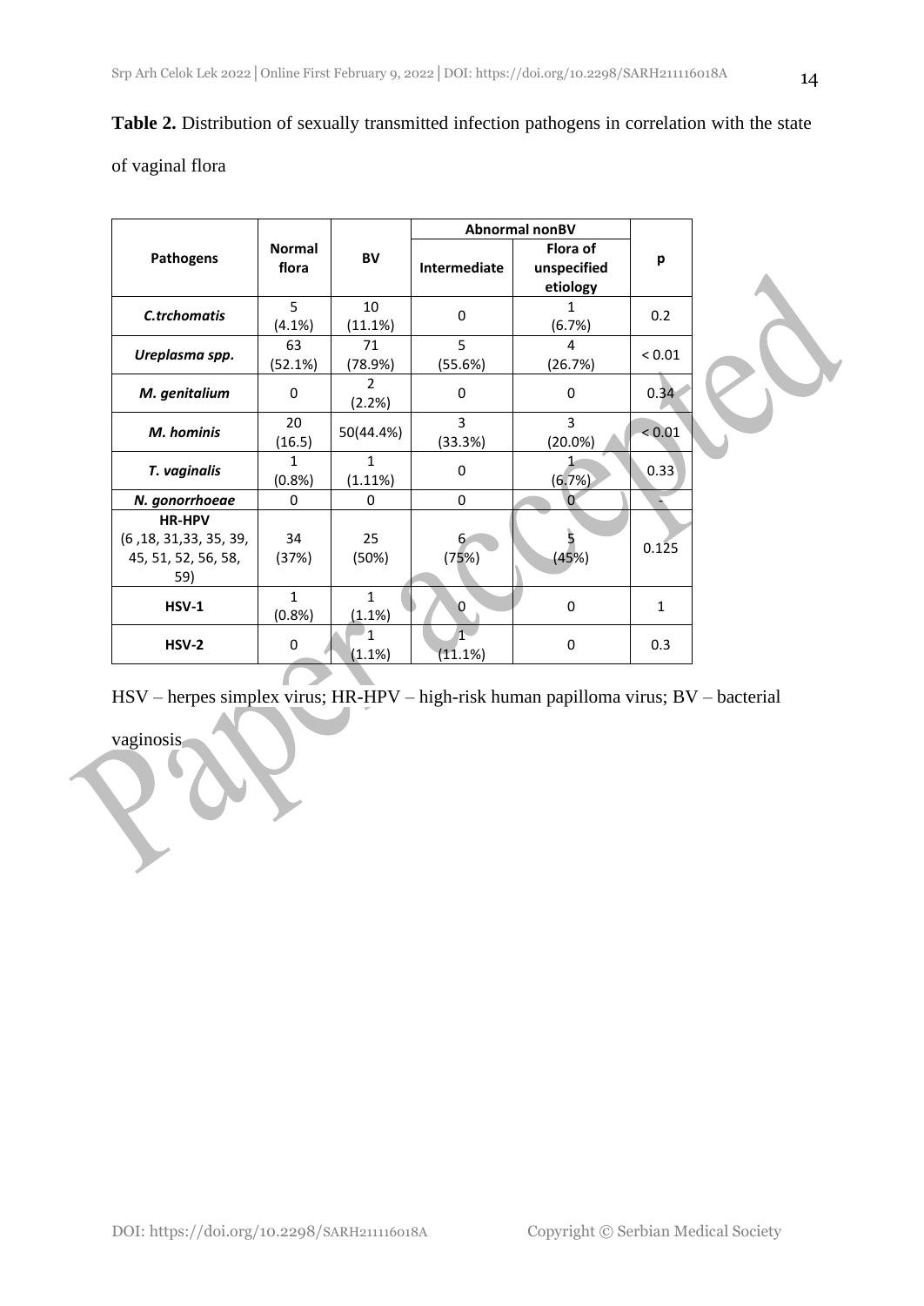**Table 2.** Distribution of sexually transmitted infection pathogens in correlation with the state of vaginal flora

| Pathogens | Normal flora | BV | Abnormal nonBV | | p |
|---|---|---|---|---|---|
| | | | Intermediate | Flora of unspecified etiology | |
| ***C.trchomatis*** | 5 (4.1%) | 10 (11.1%) | 0 | 1 (6.7%) | 0.2 |
| ***Ureplasma spp.*** | 63 (52.1%) | 71 (78.9%) | 5 (55.6%) | 4 (26.7%) | < 0.01 |
| ***M. genitalium*** | 0 | 2 (2.2%) | 0 | 0 | 0.34 |
| ***M. hominis*** | 20 (16.5) | 50(44.4%) | 3 (33.3%) | 3 (20.0%) | < 0.01 |
| ***T. vaginalis*** | 1 (0.8%) | 1 (1.11%) | 0 | 1 (6.7%) | 0.33 |
| ***N. gonorrhoeae*** | 0 | 0 | 0 | 0 | - |
| **HR-HPV** (6 ,18, 31,33, 35, 39, 45, 51, 52, 56, 58, 59) | 34 (37%) | 25 (50%) | 6 (75%) | 5 (45%) | 0.125 |
| **HSV-1** | 1 (0.8%) | 1 (1.1%) | 0 | 0 | 1 |
| **HSV-2** | 0 | 1 (1.1%) | 1 (11.1%) | 0 | 0.3 |

HSV – herpes simplex virus; HR-HPV – high-risk human papilloma virus; BV – bacterial vaginosis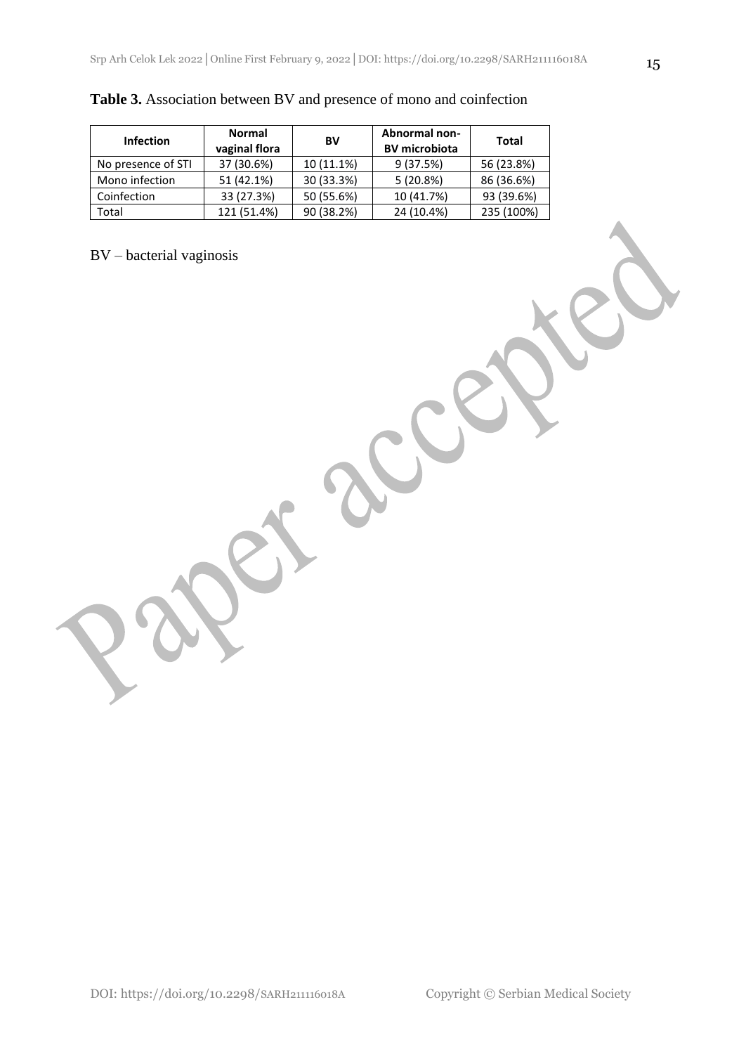**Table 3.** Association between BV and presence of mono and coinfection

| Infection | Normal vaginal flora | BV | Abnormal non-BV microbiota | Total |
|---|---|---|---|---|
| No presence of STI | 37 (30.6%) | 10 (11.1%) | 9 (37.5%) | 56 (23.8%) |
| Mono infection | 51 (42.1%) | 30 (33.3%) | 5 (20.8%) | 86 (36.6%) |
| Coinfection | 33 (27.3%) | 50 (55.6%) | 10 (41.7%) | 93 (39.6%) |
| Total | 121 (51.4%) | 90 (38.2%) | 24 (10.4%) | 235 (100%) |

BV – bacterial vaginosis